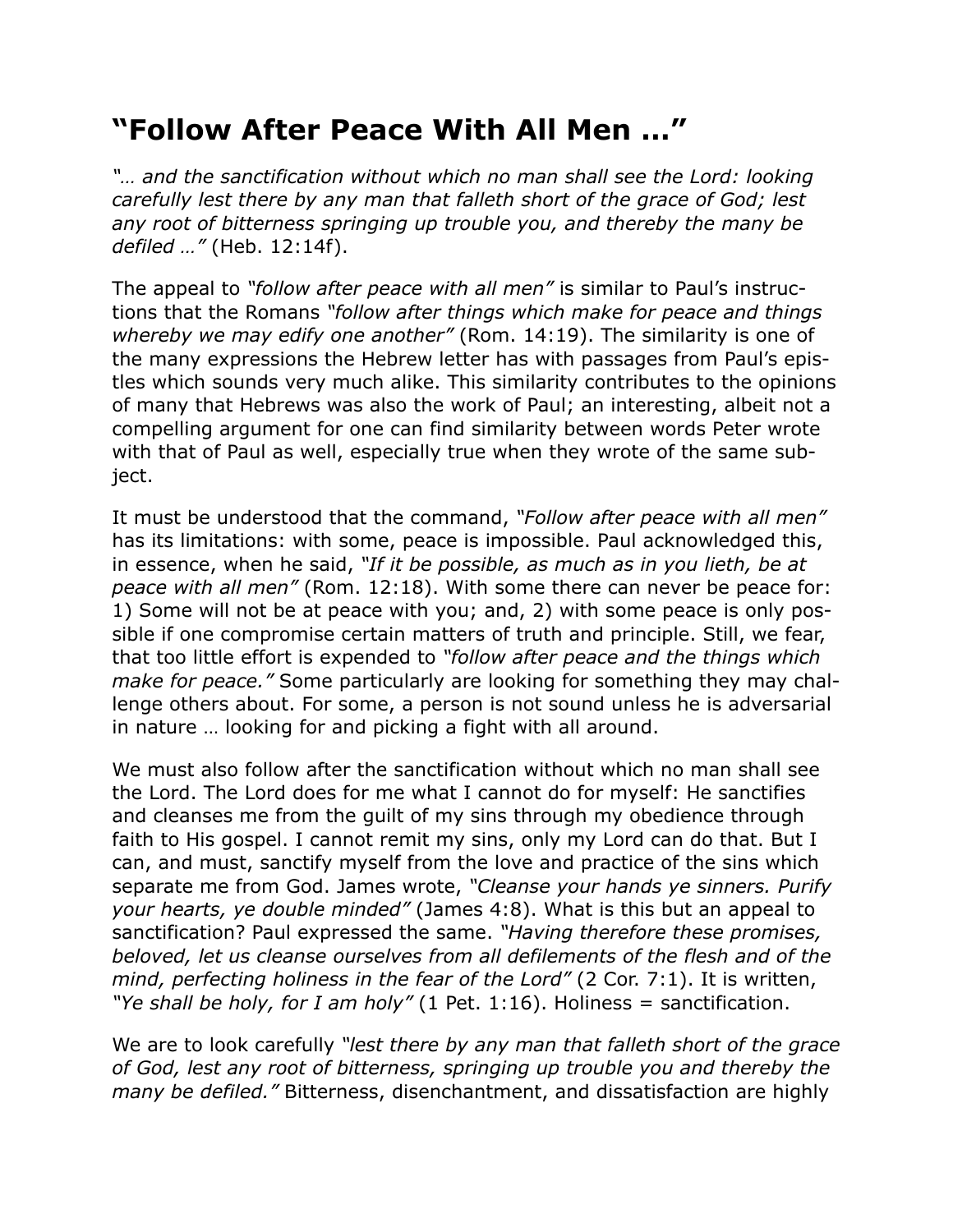# "Follow After Peace With All Men ..."

*"… and the sanctification without which no man shall see the Lord: looking carefully lest there by any man that falleth short of the grace of God; lest any root of bitterness springing up trouble you, and thereby the many be defiled …"* (Heb. 12:14f).

The appeal to *"follow after peace with all men"* is similar to Paul's instructions that the Romans *"follow after things which make for peace and things whereby we may edify one another"* (Rom. 14:19). The similarity is one of the many expressions the Hebrew letter has with passages from Paul's epistles which sounds very much alike. This similarity contributes to the opinions of many that Hebrews was also the work of Paul; an interesting, albeit not a compelling argument for one can find similarity between words Peter wrote with that of Paul as well, especially true when they wrote of the same subject.

It must be understood that the command, *"Follow after peace with all men"* has its limitations: with some, peace is impossible. Paul acknowledged this, in essence, when he said, *"If it be possible, as much as in you lieth, be at peace with all men"* (Rom. 12:18). With some there can never be peace for: 1) Some will not be at peace with you; and, 2) with some peace is only possible if one compromise certain matters of truth and principle. Still, we fear, that too little effort is expended to *"follow after peace and the things which make for peace."* Some particularly are looking for something they may challenge others about. For some, a person is not sound unless he is adversarial in nature … looking for and picking a fight with all around.

We must also follow after the sanctification without which no man shall see the Lord. The Lord does for me what I cannot do for myself: He sanctifies and cleanses me from the guilt of my sins through my obedience through faith to His gospel. I cannot remit my sins, only my Lord can do that. But I can, and must, sanctify myself from the love and practice of the sins which separate me from God. James wrote, *"Cleanse your hands ye sinners. Purify your hearts, ye double minded"* (James 4:8). What is this but an appeal to sanctification? Paul expressed the same. *"Having therefore these promises, beloved, let us cleanse ourselves from all defilements of the flesh and of the mind, perfecting holiness in the fear of the Lord"* (2 Cor. 7:1). It is written, *"Ye shall be holy, for I am holy"* (1 Pet. 1:16). Holiness = sanctification.

We are to look carefully *"lest there by any man that falleth short of the grace of God, lest any root of bitterness, springing up trouble you and thereby the many be defiled."* Bitterness, disenchantment, and dissatisfaction are highly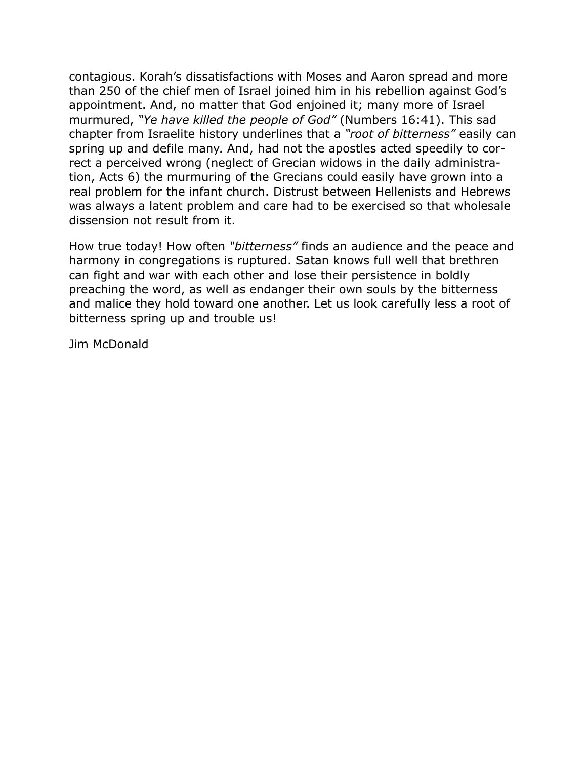contagious. Korah's dissatisfactions with Moses and Aaron spread and more than 250 of the chief men of Israel joined him in his rebellion against God's appointment. And, no matter that God enjoined it; many more of Israel murmured, *"Ye have killed the people of God"* (Numbers 16:41). This sad chapter from Israelite history underlines that a *"root of bitterness"* easily can spring up and defile many. And, had not the apostles acted speedily to correct a perceived wrong (neglect of Grecian widows in the daily administration, Acts 6) the murmuring of the Grecians could easily have grown into a real problem for the infant church. Distrust between Hellenists and Hebrews was always a latent problem and care had to be exercised so that wholesale dissension not result from it.

How true today! How often *"bitterness"* finds an audience and the peace and harmony in congregations is ruptured. Satan knows full well that brethren can fight and war with each other and lose their persistence in boldly preaching the word, as well as endanger their own souls by the bitterness and malice they hold toward one another. Let us look carefully less a root of bitterness spring up and trouble us!

Jim McDonald